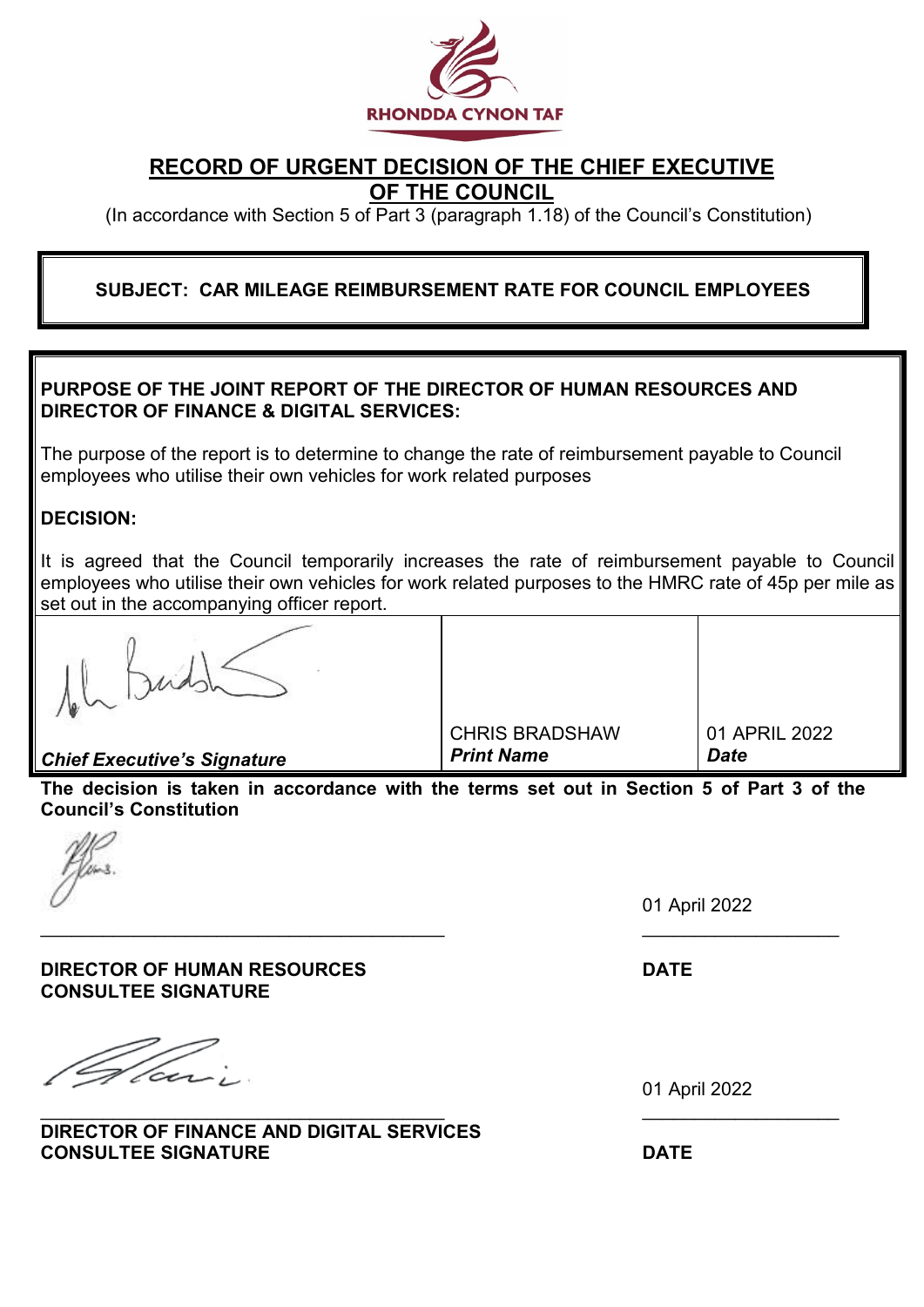RHONDDA CYNON TAF

# RECORD OF URGENT DECISION OF THE CHIEF EXECUTIVE OF THE COUNCIL

(In accordance with Section 5 of Part 3 (paragraph 1.18) of the Council's Constitution)

**SUBJECT: CAR MILEAGE REIMBURSEMENT RATE FOR COUNCIL EMPLOYEES**

**PURPOSE OF THE JOINT REPORT OF THE DIRECTOR OF HUMAN RESOURCES AND DIRECTOR OF FINANCE & DIGITAL SERVICES:**

The purpose of the report is to determine to change the rate of reimbursement payable to Council employees who utilise their own vehicles for work related purposes

**DECISION:**

It is agreed that the Council temporarily increases the rate of reimbursement payable to Council employees who utilise their own vehicles for work related purposes to the HMRC rate of 45p per mile as set out in the accompanying officer report.

| [Signature] | CHRIS BRADSHAW | 01 APRIL 2022 |
|---|---|---|
| ***Chief Executive's Signature*** | ***Print Name*** | ***Date*** |

**The decision is taken in accordance with the terms set out in Section 5 of Part 3 of the Council's Constitution**

[Signature] 01 April 2022

**DIRECTOR OF HUMAN RESOURCES CONSULTEE SIGNATURE** **DATE**

[Signature] 01 April 2022

**DIRECTOR OF FINANCE AND DIGITAL SERVICES CONSULTEE SIGNATURE** **DATE**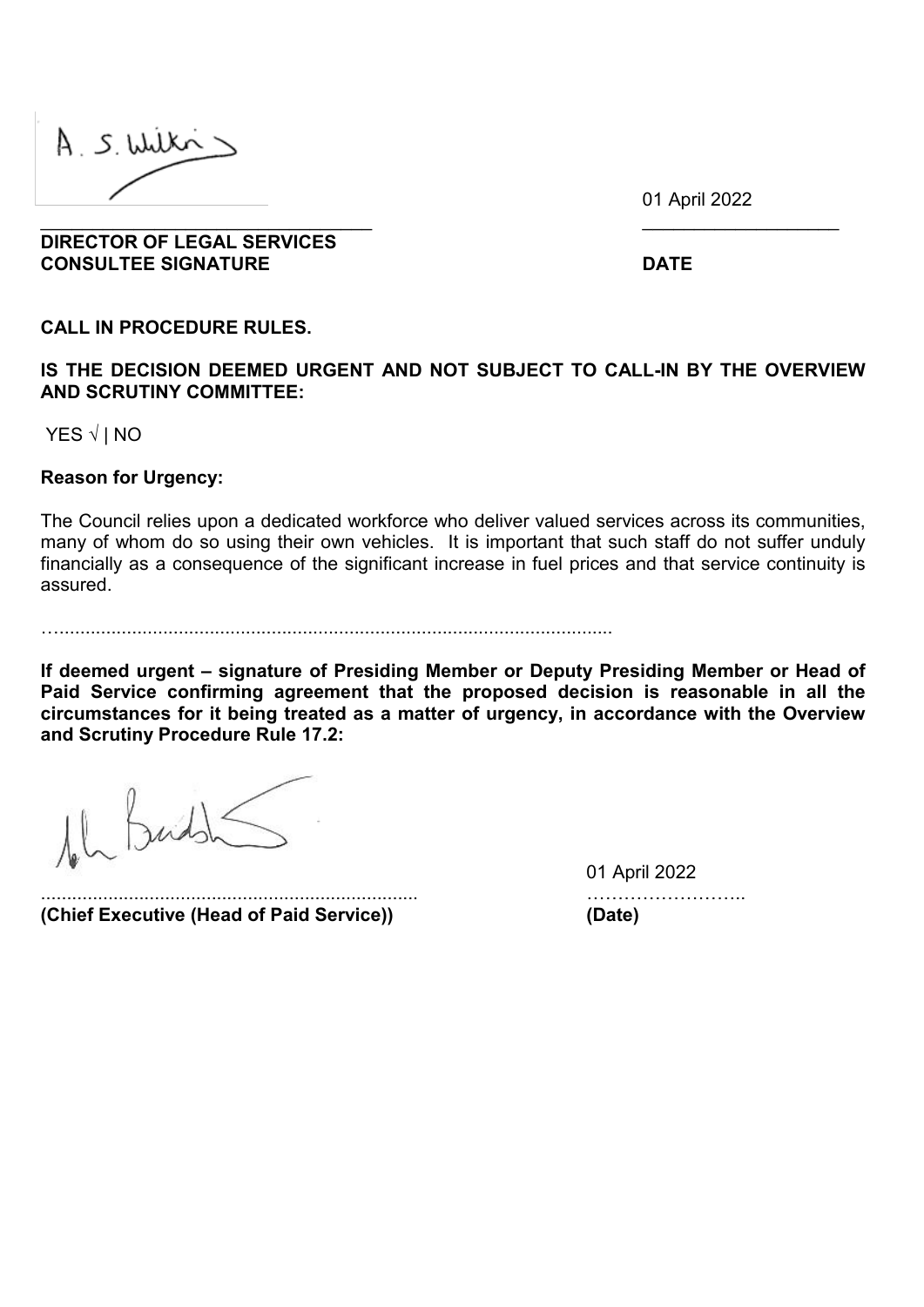01 April 2022

**DIRECTOR OF LEGAL SERVICES CONSULTEE SIGNATURE** **DATE**

**CALL IN PROCEDURE RULES.**

**IS THE DECISION DEEMED URGENT AND NOT SUBJECT TO CALL-IN BY THE OVERVIEW AND SCRUTINY COMMITTEE:**

YES √ | NO

**Reason for Urgency:**

The Council relies upon a dedicated workforce who deliver valued services across its communities, many of whom do so using their own vehicles. It is important that such staff do not suffer unduly financially as a consequence of the significant increase in fuel prices and that service continuity is assured.

…..........................................................................................................

**If deemed urgent – signature of Presiding Member or Deputy Presiding Member or Head of Paid Service confirming agreement that the proposed decision is reasonable in all the circumstances for it being treated as a matter of urgency, in accordance with the Overview and Scrutiny Procedure Rule 17.2:**

01 April 2022

**(Chief Executive (Head of Paid Service))** **(Date)**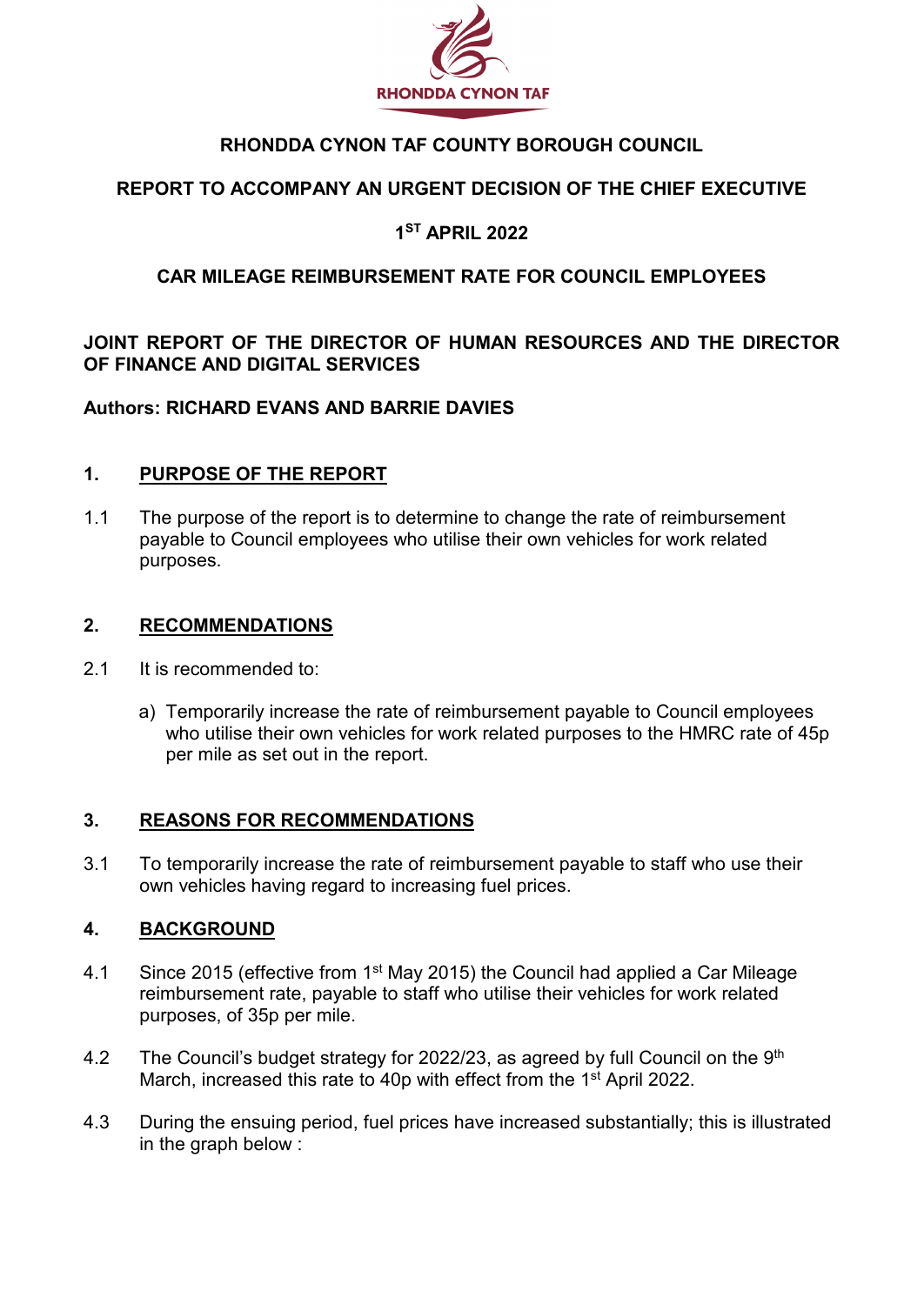RHONDDA CYNON TAF

# RHONDDA CYNON TAF COUNTY BOROUGH COUNCIL

## REPORT TO ACCOMPANY AN URGENT DECISION OF THE CHIEF EXECUTIVE

## 1ST APRIL 2022

## CAR MILEAGE REIMBURSEMENT RATE FOR COUNCIL EMPLOYEES

**JOINT REPORT OF THE DIRECTOR OF HUMAN RESOURCES AND THE DIRECTOR OF FINANCE AND DIGITAL SERVICES**

**Authors: RICHARD EVANS AND BARRIE DAVIES**

### 1. PURPOSE OF THE REPORT

1.1 The purpose of the report is to determine to change the rate of reimbursement payable to Council employees who utilise their own vehicles for work related purposes.

### 2. RECOMMENDATIONS

2.1 It is recommended to:

a) Temporarily increase the rate of reimbursement payable to Council employees who utilise their own vehicles for work related purposes to the HMRC rate of 45p per mile as set out in the report.

### 3. REASONS FOR RECOMMENDATIONS

3.1 To temporarily increase the rate of reimbursement payable to staff who use their own vehicles having regard to increasing fuel prices.

### 4. BACKGROUND

4.1 Since 2015 (effective from 1st May 2015) the Council had applied a Car Mileage reimbursement rate, payable to staff who utilise their vehicles for work related purposes, of 35p per mile.

4.2 The Council's budget strategy for 2022/23, as agreed by full Council on the 9th March, increased this rate to 40p with effect from the 1st April 2022.

4.3 During the ensuing period, fuel prices have increased substantially; this is illustrated in the graph below :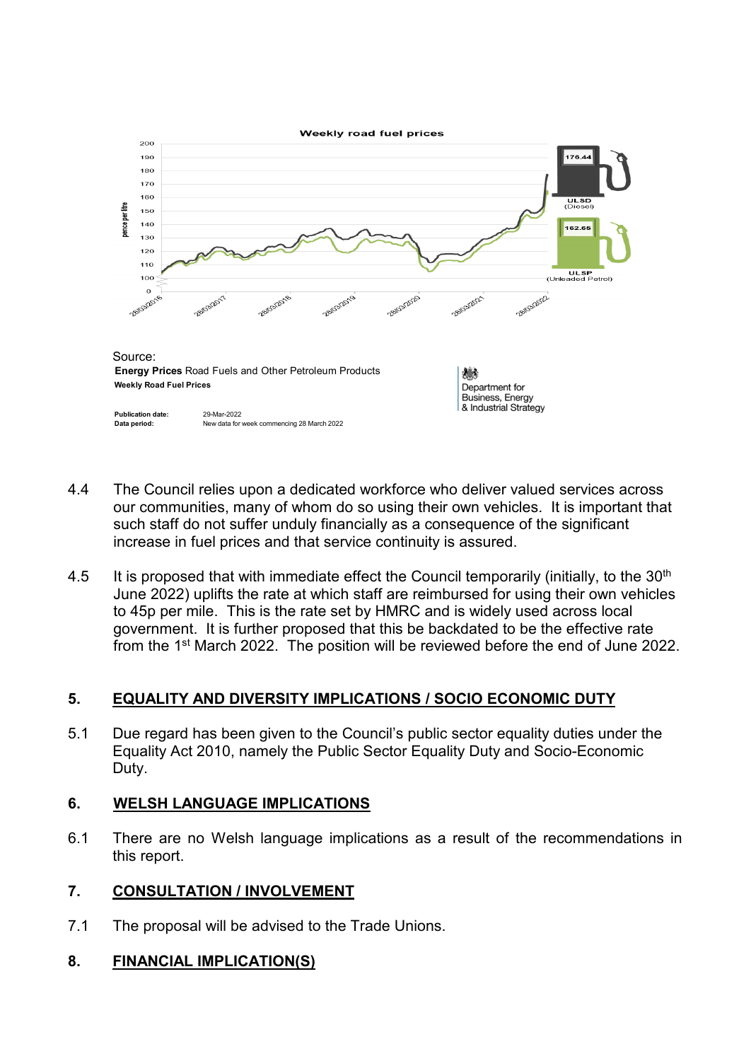Weekly road fuel prices

Source:
**Energy Prices** Road Fuels and Other Petroleum Products
**Weekly Road Fuel Prices**

**Publication date:** 29-Mar-2022
**Data period:** New data for week commencing 28 March 2022

Department for Business, Energy & Industrial Strategy

4.4 The Council relies upon a dedicated workforce who deliver valued services across our communities, many of whom do so using their own vehicles. It is important that such staff do not suffer unduly financially as a consequence of the significant increase in fuel prices and that service continuity is assured.

4.5 It is proposed that with immediate effect the Council temporarily (initially, to the 30th June 2022) uplifts the rate at which staff are reimbursed for using their own vehicles to 45p per mile. This is the rate set by HMRC and is widely used across local government. It is further proposed that this be backdated to be the effective rate from the 1st March 2022. The position will be reviewed before the end of June 2022.

## 5. EQUALITY AND DIVERSITY IMPLICATIONS / SOCIO ECONOMIC DUTY

5.1 Due regard has been given to the Council's public sector equality duties under the Equality Act 2010, namely the Public Sector Equality Duty and Socio-Economic Duty.

## 6. WELSH LANGUAGE IMPLICATIONS

6.1 There are no Welsh language implications as a result of the recommendations in this report.

## 7. CONSULTATION / INVOLVEMENT

7.1 The proposal will be advised to the Trade Unions.

## 8. FINANCIAL IMPLICATION(S)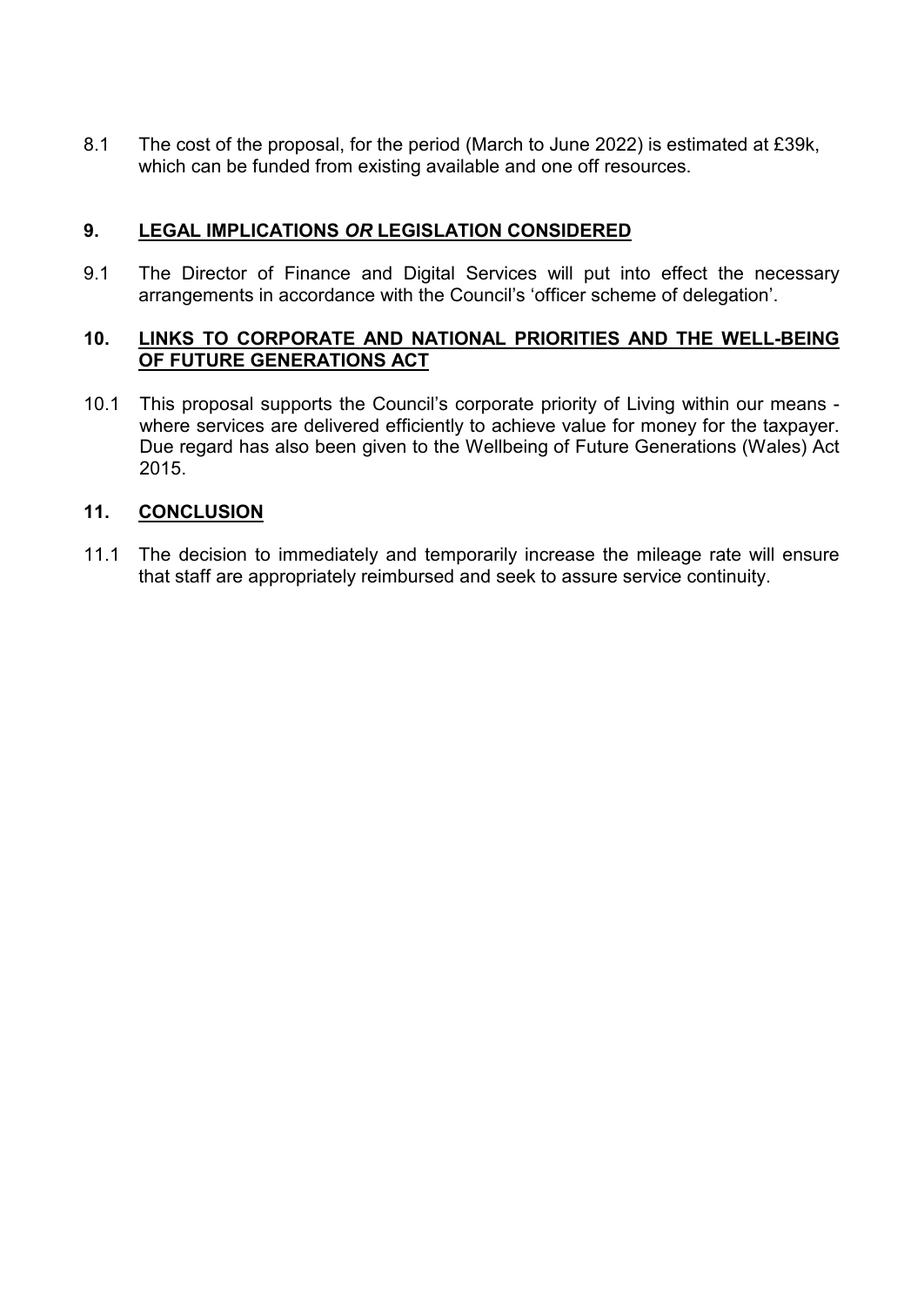8.1 The cost of the proposal, for the period (March to June 2022) is estimated at £39k, which can be funded from existing available and one off resources.

## 9. LEGAL IMPLICATIONS *OR* LEGISLATION CONSIDERED

9.1 The Director of Finance and Digital Services will put into effect the necessary arrangements in accordance with the Council's 'officer scheme of delegation'.

## 10. LINKS TO CORPORATE AND NATIONAL PRIORITIES AND THE WELL-BEING OF FUTURE GENERATIONS ACT

10.1 This proposal supports the Council's corporate priority of Living within our means - where services are delivered efficiently to achieve value for money for the taxpayer. Due regard has also been given to the Wellbeing of Future Generations (Wales) Act 2015.

## 11. CONCLUSION

11.1 The decision to immediately and temporarily increase the mileage rate will ensure that staff are appropriately reimbursed and seek to assure service continuity.